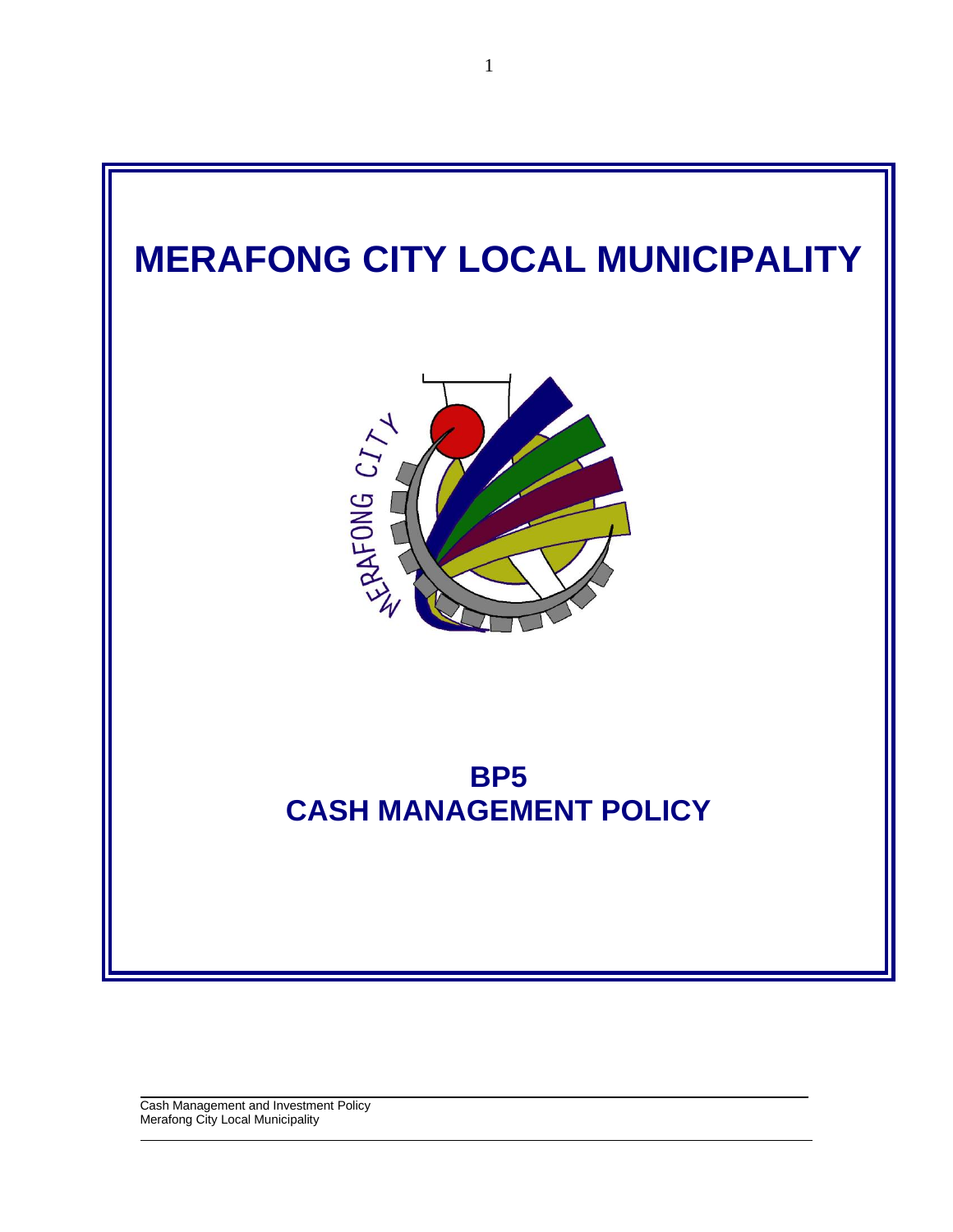# MERAFONG CITY LOCAL MUNICIPALITY

## BP5
## CASH MANAGEMENT POLICY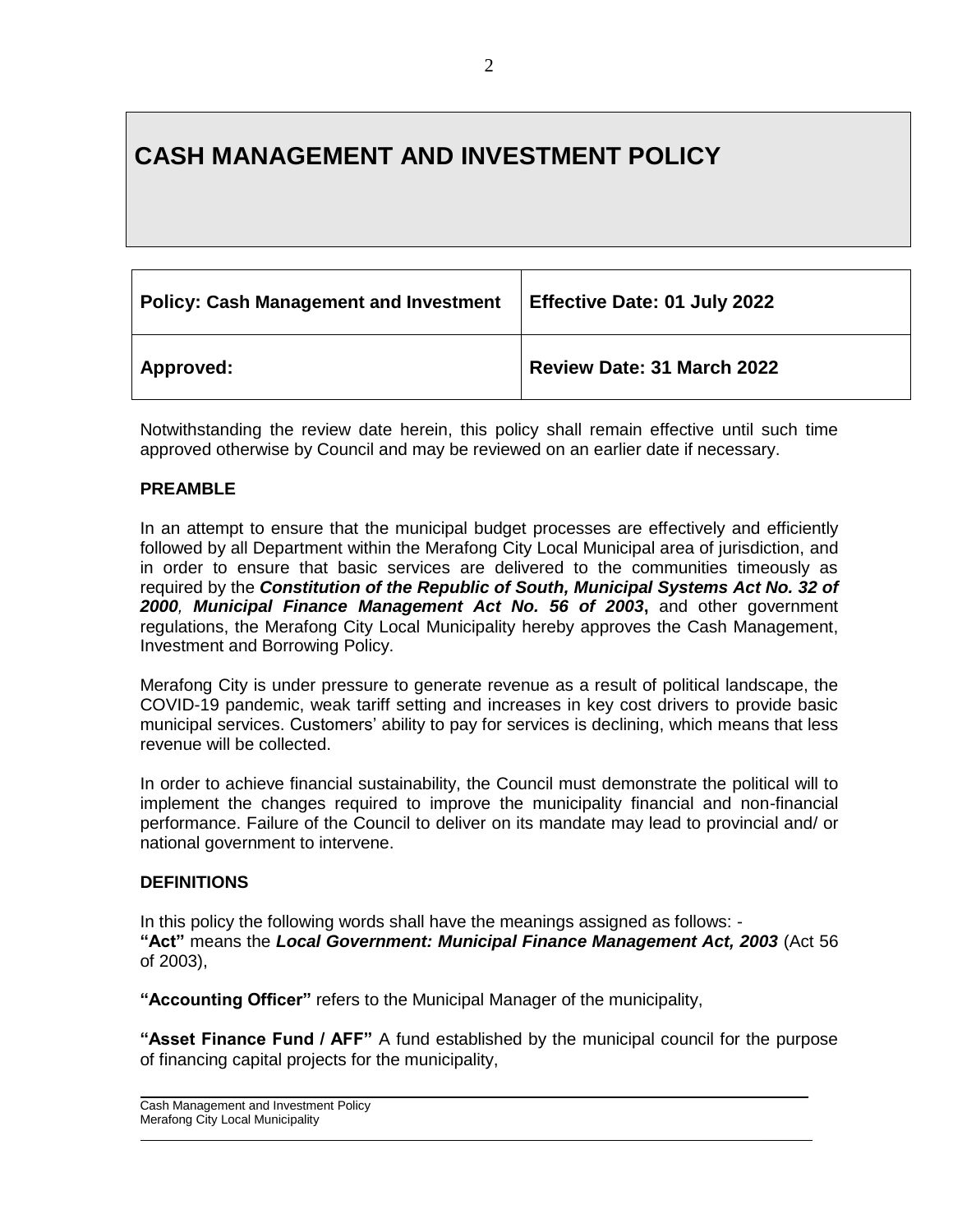# CASH MANAGEMENT AND INVESTMENT POLICY

| **Policy: Cash Management and Investment** | **Effective Date: 01 July 2022** |
| --- | --- |
| **Approved:** | **Review Date: 31 March 2022** |

Notwithstanding the review date herein, this policy shall remain effective until such time approved otherwise by Council and may be reviewed on an earlier date if necessary.

## PREAMBLE

In an attempt to ensure that the municipal budget processes are effectively and efficiently followed by all Department within the Merafong City Local Municipal area of jurisdiction, and in order to ensure that basic services are delivered to the communities timeously as required by the ***Constitution of the Republic of South, Municipal Systems Act No. 32 of 2000**, **Municipal Finance Management Act No. 56 of 2003***, and other government regulations, the Merafong City Local Municipality hereby approves the Cash Management, Investment and Borrowing Policy.

Merafong City is under pressure to generate revenue as a result of political landscape, the COVID-19 pandemic, weak tariff setting and increases in key cost drivers to provide basic municipal services. Customers' ability to pay for services is declining, which means that less revenue will be collected.

In order to achieve financial sustainability, the Council must demonstrate the political will to implement the changes required to improve the municipality financial and non-financial performance. Failure of the Council to deliver on its mandate may lead to provincial and/ or national government to intervene.

## DEFINITIONS

In this policy the following words shall have the meanings assigned as follows: -
**"Act"** means the ***Local Government: Municipal Finance Management Act, 2003*** (Act 56 of 2003),

**"Accounting Officer"** refers to the Municipal Manager of the municipality,

**"Asset Finance Fund / AFF"** A fund established by the municipal council for the purpose of financing capital projects for the municipality,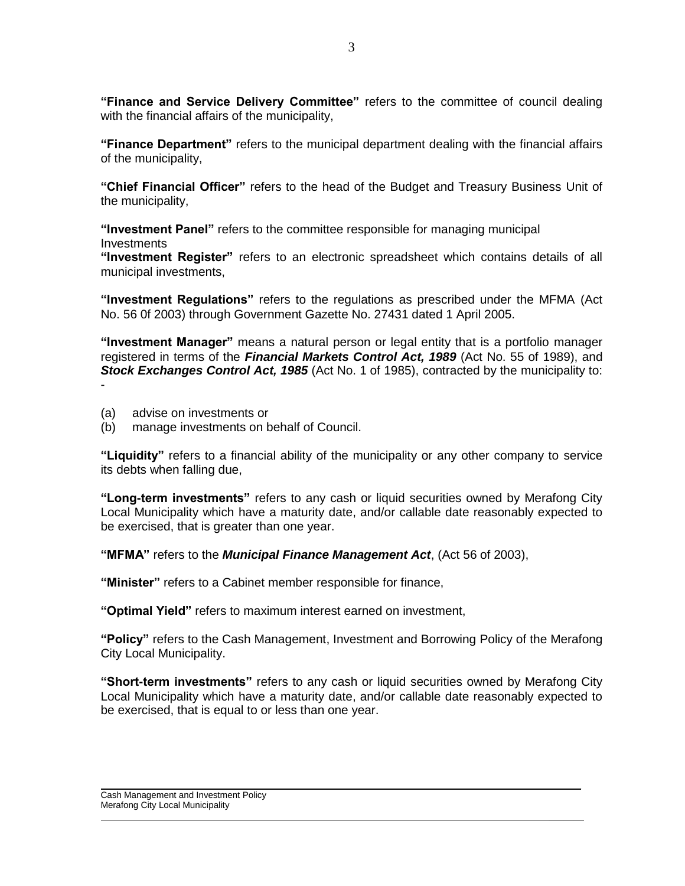**"Finance and Service Delivery Committee"** refers to the committee of council dealing with the financial affairs of the municipality,

**"Finance Department"** refers to the municipal department dealing with the financial affairs of the municipality,

**"Chief Financial Officer"** refers to the head of the Budget and Treasury Business Unit of the municipality,

**"Investment Panel"** refers to the committee responsible for managing municipal Investments
**"Investment Register"** refers to an electronic spreadsheet which contains details of all municipal investments,

**"Investment Regulations"** refers to the regulations as prescribed under the MFMA (Act No. 56 0f 2003) through Government Gazette No. 27431 dated 1 April 2005.

**"Investment Manager"** means a natural person or legal entity that is a portfolio manager registered in terms of the ***Financial Markets Control Act, 1989*** (Act No. 55 of 1989), and ***Stock Exchanges Control Act, 1985*** (Act No. 1 of 1985), contracted by the municipality to: -

(a) advise on investments or
(b) manage investments on behalf of Council.

**"Liquidity"** refers to a financial ability of the municipality or any other company to service its debts when falling due,

**"Long-term investments"** refers to any cash or liquid securities owned by Merafong City Local Municipality which have a maturity date, and/or callable date reasonably expected to be exercised, that is greater than one year.

**"MFMA"** refers to the ***Municipal Finance Management Act***, (Act 56 of 2003),

**"Minister"** refers to a Cabinet member responsible for finance,

**"Optimal Yield"** refers to maximum interest earned on investment,

**"Policy"** refers to the Cash Management, Investment and Borrowing Policy of the Merafong City Local Municipality.

**"Short-term investments"** refers to any cash or liquid securities owned by Merafong City Local Municipality which have a maturity date, and/or callable date reasonably expected to be exercised, that is equal to or less than one year.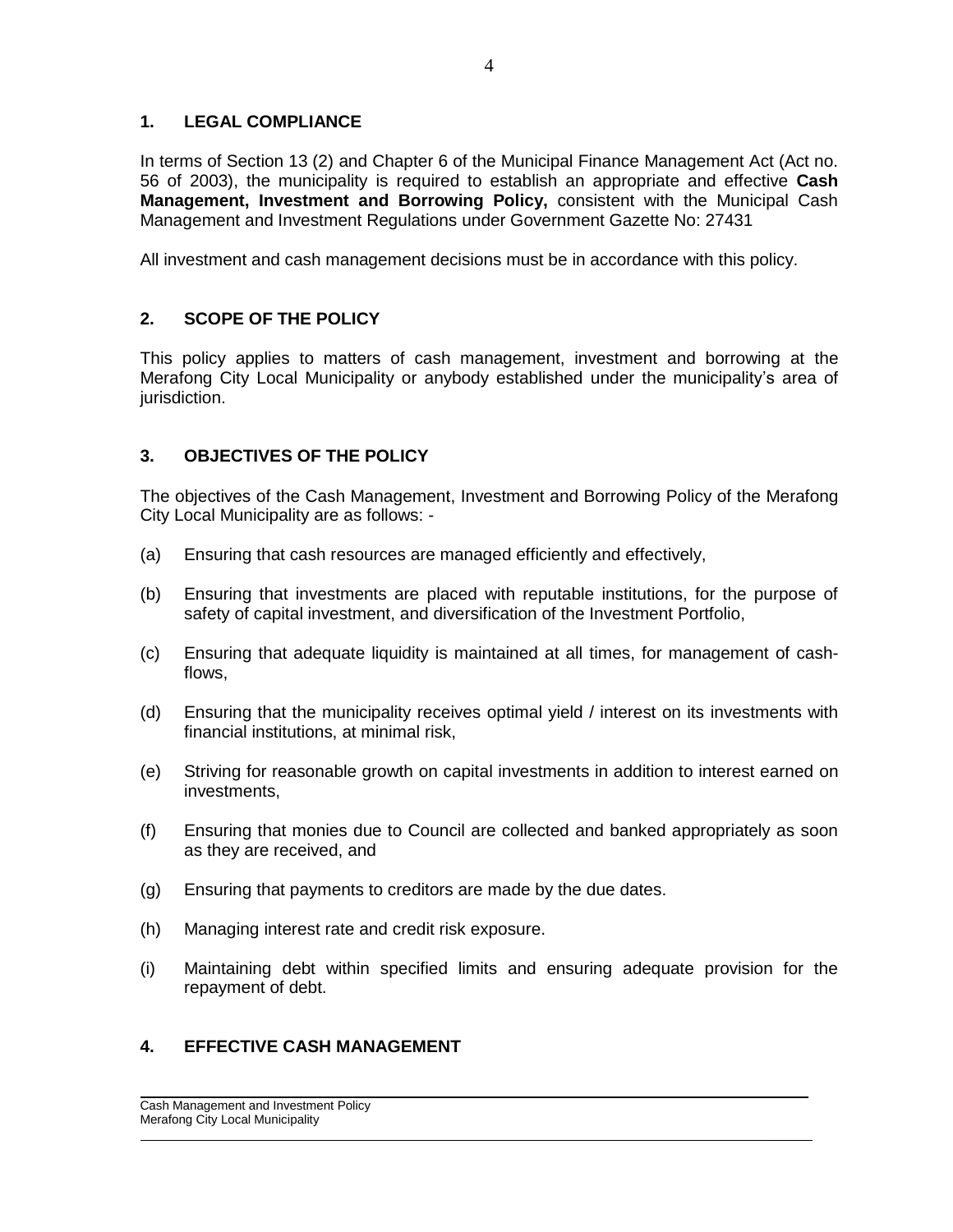## 1. LEGAL COMPLIANCE

In terms of Section 13 (2) and Chapter 6 of the Municipal Finance Management Act (Act no. 56 of 2003), the municipality is required to establish an appropriate and effective **Cash Management, Investment and Borrowing Policy,** consistent with the Municipal Cash Management and Investment Regulations under Government Gazette No: 27431

All investment and cash management decisions must be in accordance with this policy.

## 2. SCOPE OF THE POLICY

This policy applies to matters of cash management, investment and borrowing at the Merafong City Local Municipality or anybody established under the municipality's area of jurisdiction.

## 3. OBJECTIVES OF THE POLICY

The objectives of the Cash Management, Investment and Borrowing Policy of the Merafong City Local Municipality are as follows: -

(a) Ensuring that cash resources are managed efficiently and effectively,

(b) Ensuring that investments are placed with reputable institutions, for the purpose of safety of capital investment, and diversification of the Investment Portfolio,

(c) Ensuring that adequate liquidity is maintained at all times, for management of cash-flows,

(d) Ensuring that the municipality receives optimal yield / interest on its investments with financial institutions, at minimal risk,

(e) Striving for reasonable growth on capital investments in addition to interest earned on investments,

(f) Ensuring that monies due to Council are collected and banked appropriately as soon as they are received, and

(g) Ensuring that payments to creditors are made by the due dates.

(h) Managing interest rate and credit risk exposure.

(i) Maintaining debt within specified limits and ensuring adequate provision for the repayment of debt.

## 4. EFFECTIVE CASH MANAGEMENT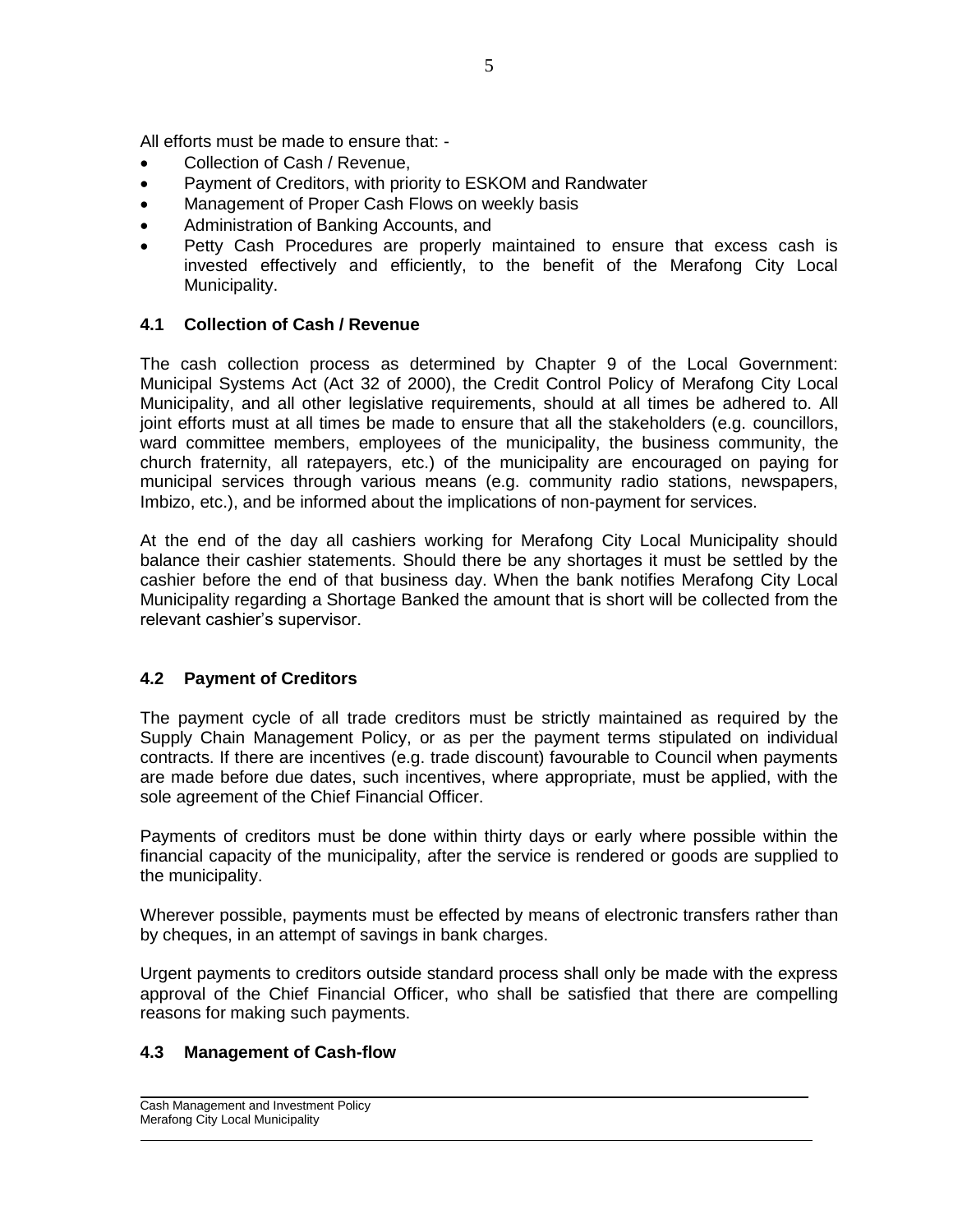All efforts must be made to ensure that: -

- Collection of Cash / Revenue,
- Payment of Creditors, with priority to ESKOM and Randwater
- Management of Proper Cash Flows on weekly basis
- Administration of Banking Accounts, and
- Petty Cash Procedures are properly maintained to ensure that excess cash is invested effectively and efficiently, to the benefit of the Merafong City Local Municipality.

### 4.1 Collection of Cash / Revenue

The cash collection process as determined by Chapter 9 of the Local Government: Municipal Systems Act (Act 32 of 2000), the Credit Control Policy of Merafong City Local Municipality, and all other legislative requirements, should at all times be adhered to. All joint efforts must at all times be made to ensure that all the stakeholders (e.g. councillors, ward committee members, employees of the municipality, the business community, the church fraternity, all ratepayers, etc.) of the municipality are encouraged on paying for municipal services through various means (e.g. community radio stations, newspapers, Imbizo, etc.), and be informed about the implications of non-payment for services.

At the end of the day all cashiers working for Merafong City Local Municipality should balance their cashier statements. Should there be any shortages it must be settled by the cashier before the end of that business day. When the bank notifies Merafong City Local Municipality regarding a Shortage Banked the amount that is short will be collected from the relevant cashier's supervisor.

### 4.2 Payment of Creditors

The payment cycle of all trade creditors must be strictly maintained as required by the Supply Chain Management Policy, or as per the payment terms stipulated on individual contracts. If there are incentives (e.g. trade discount) favourable to Council when payments are made before due dates, such incentives, where appropriate, must be applied, with the sole agreement of the Chief Financial Officer.

Payments of creditors must be done within thirty days or early where possible within the financial capacity of the municipality, after the service is rendered or goods are supplied to the municipality.

Wherever possible, payments must be effected by means of electronic transfers rather than by cheques, in an attempt of savings in bank charges.

Urgent payments to creditors outside standard process shall only be made with the express approval of the Chief Financial Officer, who shall be satisfied that there are compelling reasons for making such payments.

### 4.3 Management of Cash-flow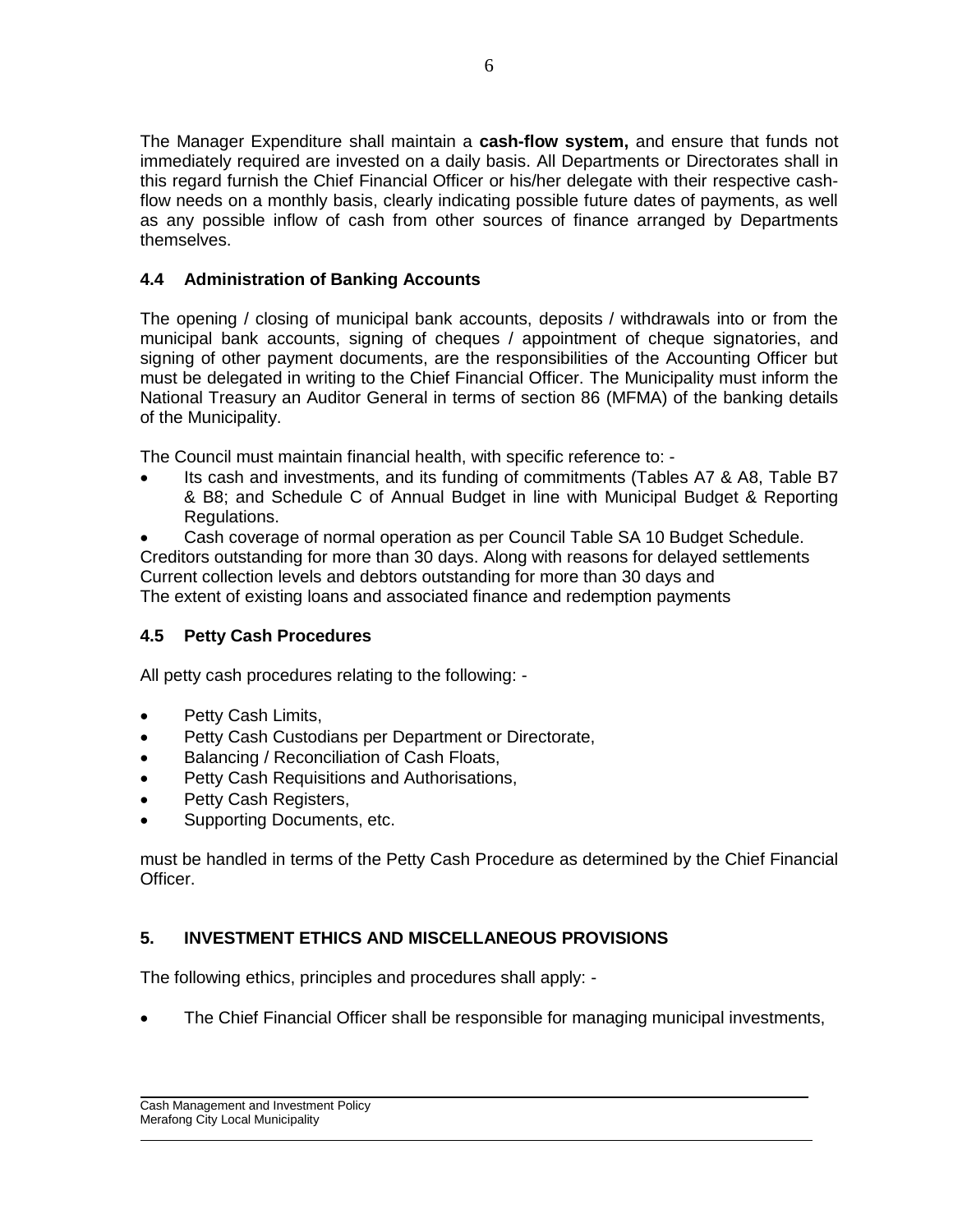The Manager Expenditure shall maintain a **cash-flow system,** and ensure that funds not immediately required are invested on a daily basis. All Departments or Directorates shall in this regard furnish the Chief Financial Officer or his/her delegate with their respective cash-flow needs on a monthly basis, clearly indicating possible future dates of payments, as well as any possible inflow of cash from other sources of finance arranged by Departments themselves.

### 4.4 Administration of Banking Accounts

The opening / closing of municipal bank accounts, deposits / withdrawals into or from the municipal bank accounts, signing of cheques / appointment of cheque signatories, and signing of other payment documents, are the responsibilities of the Accounting Officer but must be delegated in writing to the Chief Financial Officer. The Municipality must inform the National Treasury an Auditor General in terms of section 86 (MFMA) of the banking details of the Municipality.

The Council must maintain financial health, with specific reference to: -

- Its cash and investments, and its funding of commitments (Tables A7 & A8, Table B7 & B8; and Schedule C of Annual Budget in line with Municipal Budget & Reporting Regulations.
- Cash coverage of normal operation as per Council Table SA 10 Budget Schedule.

Creditors outstanding for more than 30 days. Along with reasons for delayed settlements
Current collection levels and debtors outstanding for more than 30 days and
The extent of existing loans and associated finance and redemption payments

### 4.5 Petty Cash Procedures

All petty cash procedures relating to the following: -

- Petty Cash Limits,
- Petty Cash Custodians per Department or Directorate,
- Balancing / Reconciliation of Cash Floats,
- Petty Cash Requisitions and Authorisations,
- Petty Cash Registers,
- Supporting Documents, etc.

must be handled in terms of the Petty Cash Procedure as determined by the Chief Financial Officer.

## 5. INVESTMENT ETHICS AND MISCELLANEOUS PROVISIONS

The following ethics, principles and procedures shall apply: -

- The Chief Financial Officer shall be responsible for managing municipal investments,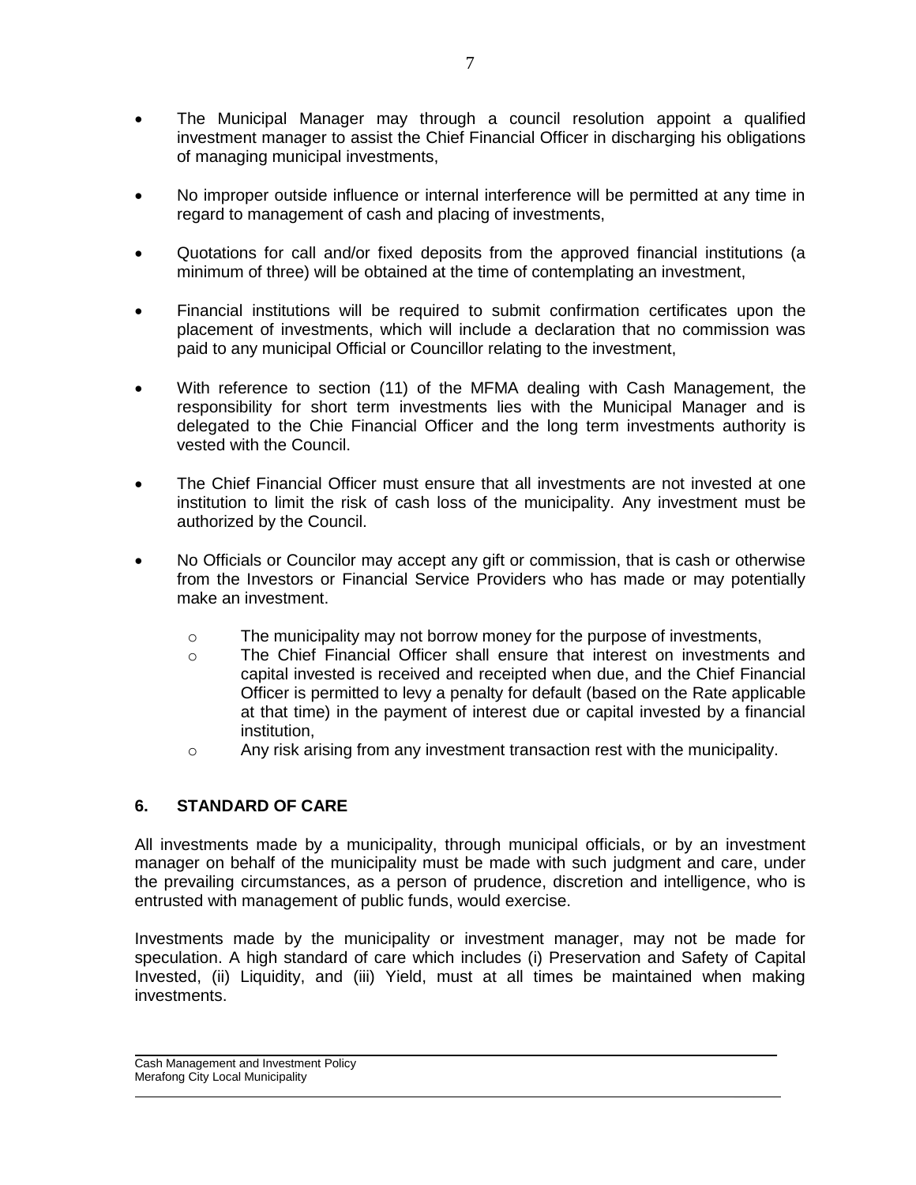- The Municipal Manager may through a council resolution appoint a qualified investment manager to assist the Chief Financial Officer in discharging his obligations of managing municipal investments,

- No improper outside influence or internal interference will be permitted at any time in regard to management of cash and placing of investments,

- Quotations for call and/or fixed deposits from the approved financial institutions (a minimum of three) will be obtained at the time of contemplating an investment,

- Financial institutions will be required to submit confirmation certificates upon the placement of investments, which will include a declaration that no commission was paid to any municipal Official or Councillor relating to the investment,

- With reference to section (11) of the MFMA dealing with Cash Management, the responsibility for short term investments lies with the Municipal Manager and is delegated to the Chie Financial Officer and the long term investments authority is vested with the Council.

- The Chief Financial Officer must ensure that all investments are not invested at one institution to limit the risk of cash loss of the municipality. Any investment must be authorized by the Council.

- No Officials or Councilor may accept any gift or commission, that is cash or otherwise from the Investors or Financial Service Providers who has made or may potentially make an investment.

    - The municipality may not borrow money for the purpose of investments,
    - The Chief Financial Officer shall ensure that interest on investments and capital invested is received and receipted when due, and the Chief Financial Officer is permitted to levy a penalty for default (based on the Rate applicable at that time) in the payment of interest due or capital invested by a financial institution,
    - Any risk arising from any investment transaction rest with the municipality.

## 6. STANDARD OF CARE

All investments made by a municipality, through municipal officials, or by an investment manager on behalf of the municipality must be made with such judgment and care, under the prevailing circumstances, as a person of prudence, discretion and intelligence, who is entrusted with management of public funds, would exercise.

Investments made by the municipality or investment manager, may not be made for speculation. A high standard of care which includes (i) Preservation and Safety of Capital Invested, (ii) Liquidity, and (iii) Yield, must at all times be maintained when making investments.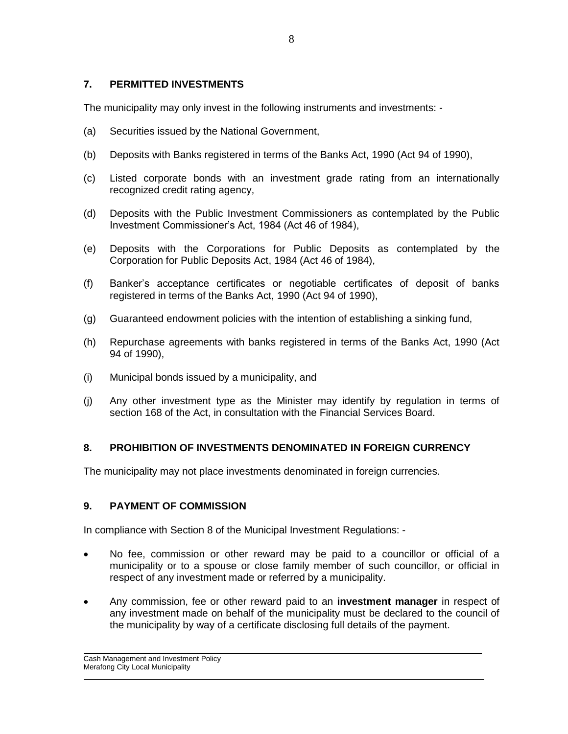## 7. PERMITTED INVESTMENTS

The municipality may only invest in the following instruments and investments: -

(a) Securities issued by the National Government,

(b) Deposits with Banks registered in terms of the Banks Act, 1990 (Act 94 of 1990),

(c) Listed corporate bonds with an investment grade rating from an internationally recognized credit rating agency,

(d) Deposits with the Public Investment Commissioners as contemplated by the Public Investment Commissioner's Act, 1984 (Act 46 of 1984),

(e) Deposits with the Corporations for Public Deposits as contemplated by the Corporation for Public Deposits Act, 1984 (Act 46 of 1984),

(f) Banker's acceptance certificates or negotiable certificates of deposit of banks registered in terms of the Banks Act, 1990 (Act 94 of 1990),

(g) Guaranteed endowment policies with the intention of establishing a sinking fund,

(h) Repurchase agreements with banks registered in terms of the Banks Act, 1990 (Act 94 of 1990),

(i) Municipal bonds issued by a municipality, and

(j) Any other investment type as the Minister may identify by regulation in terms of section 168 of the Act, in consultation with the Financial Services Board.

## 8. PROHIBITION OF INVESTMENTS DENOMINATED IN FOREIGN CURRENCY

The municipality may not place investments denominated in foreign currencies.

## 9. PAYMENT OF COMMISSION

In compliance with Section 8 of the Municipal Investment Regulations: -

- No fee, commission or other reward may be paid to a councillor or official of a municipality or to a spouse or close family member of such councillor, or official in respect of any investment made or referred by a municipality.
- Any commission, fee or other reward paid to an **investment manager** in respect of any investment made on behalf of the municipality must be declared to the council of the municipality by way of a certificate disclosing full details of the payment.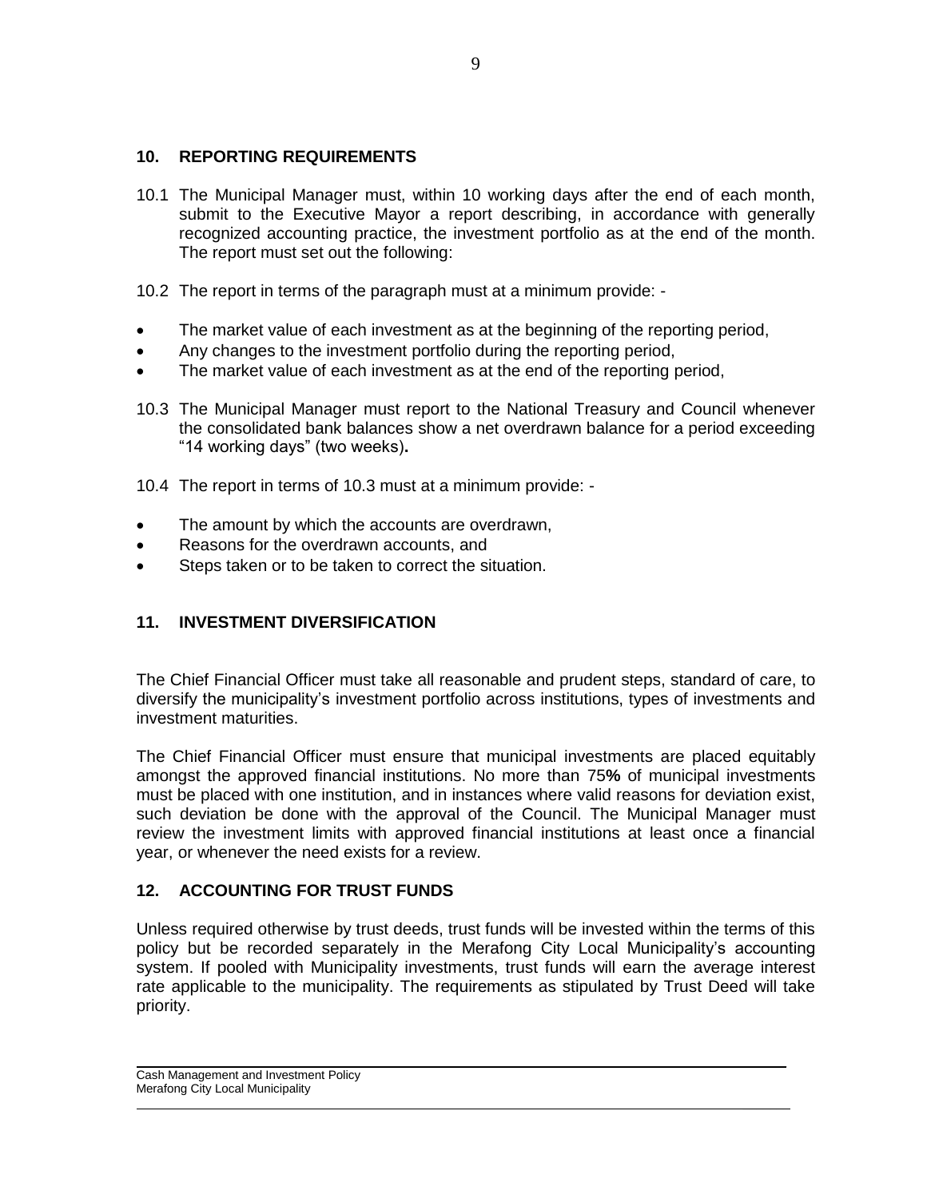## 10. REPORTING REQUIREMENTS

10.1 The Municipal Manager must, within 10 working days after the end of each month, submit to the Executive Mayor a report describing, in accordance with generally recognized accounting practice, the investment portfolio as at the end of the month. The report must set out the following:

10.2 The report in terms of the paragraph must at a minimum provide: -

- The market value of each investment as at the beginning of the reporting period,
- Any changes to the investment portfolio during the reporting period,
- The market value of each investment as at the end of the reporting period,

10.3 The Municipal Manager must report to the National Treasury and Council whenever the consolidated bank balances show a net overdrawn balance for a period exceeding "14 working days" (two weeks)**.**

10.4 The report in terms of 10.3 must at a minimum provide: -

- The amount by which the accounts are overdrawn,
- Reasons for the overdrawn accounts, and
- Steps taken or to be taken to correct the situation.

## 11. INVESTMENT DIVERSIFICATION

The Chief Financial Officer must take all reasonable and prudent steps, standard of care, to diversify the municipality's investment portfolio across institutions, types of investments and investment maturities.

The Chief Financial Officer must ensure that municipal investments are placed equitably amongst the approved financial institutions. No more than 75**%** of municipal investments must be placed with one institution, and in instances where valid reasons for deviation exist, such deviation be done with the approval of the Council. The Municipal Manager must review the investment limits with approved financial institutions at least once a financial year, or whenever the need exists for a review.

## 12. ACCOUNTING FOR TRUST FUNDS

Unless required otherwise by trust deeds, trust funds will be invested within the terms of this policy but be recorded separately in the Merafong City Local Municipality's accounting system. If pooled with Municipality investments, trust funds will earn the average interest rate applicable to the municipality. The requirements as stipulated by Trust Deed will take priority.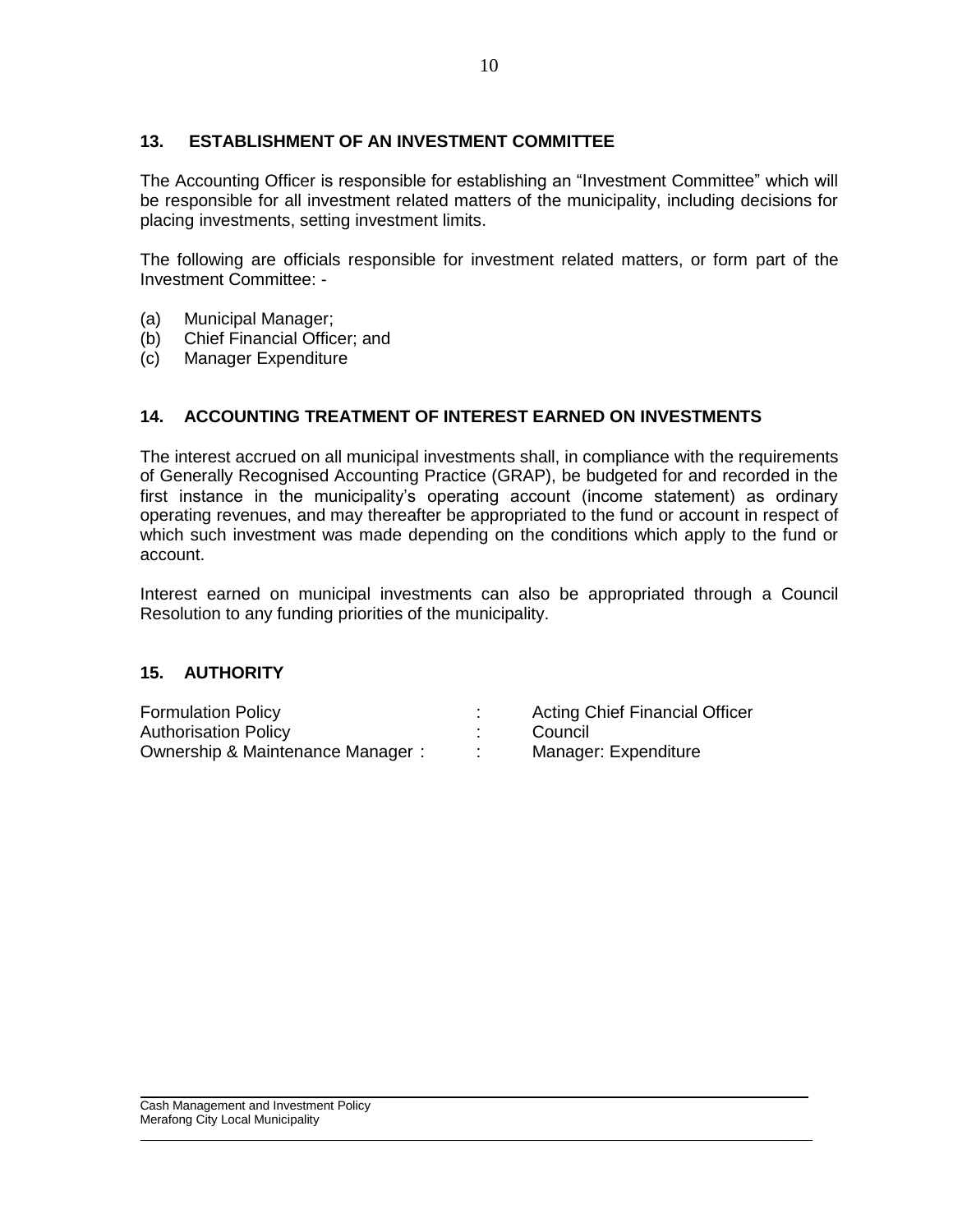## 13. ESTABLISHMENT OF AN INVESTMENT COMMITTEE

The Accounting Officer is responsible for establishing an "Investment Committee" which will be responsible for all investment related matters of the municipality, including decisions for placing investments, setting investment limits.

The following are officials responsible for investment related matters, or form part of the Investment Committee: -

(a) Municipal Manager;
(b) Chief Financial Officer; and
(c) Manager Expenditure

## 14. ACCOUNTING TREATMENT OF INTEREST EARNED ON INVESTMENTS

The interest accrued on all municipal investments shall, in compliance with the requirements of Generally Recognised Accounting Practice (GRAP), be budgeted for and recorded in the first instance in the municipality's operating account (income statement) as ordinary operating revenues, and may thereafter be appropriated to the fund or account in respect of which such investment was made depending on the conditions which apply to the fund or account.

Interest earned on municipal investments can also be appropriated through a Council Resolution to any funding priorities of the municipality.

## 15. AUTHORITY

| | | |
|---|---|---|
| Formulation Policy | : | Acting Chief Financial Officer |
| Authorisation Policy | : | Council |
| Ownership & Maintenance Manager : | : | Manager: Expenditure |